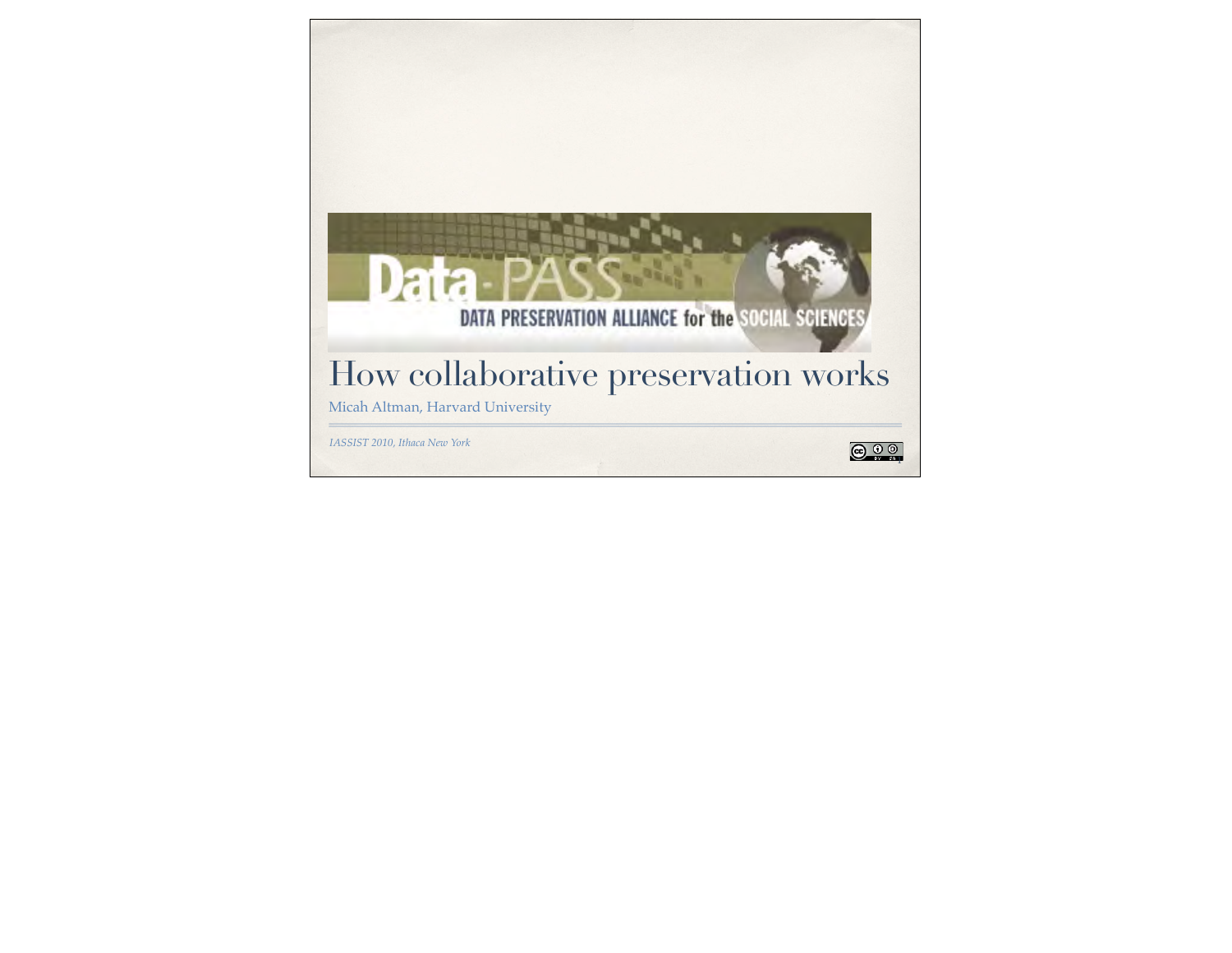Data-PASS

DATA PRESERVATION ALLIANCE for the SOCIAL SCIENCES

# How collaborative preservation works

Micah Altman, Harvard University

*IASSIST 2010, Ithaca New York*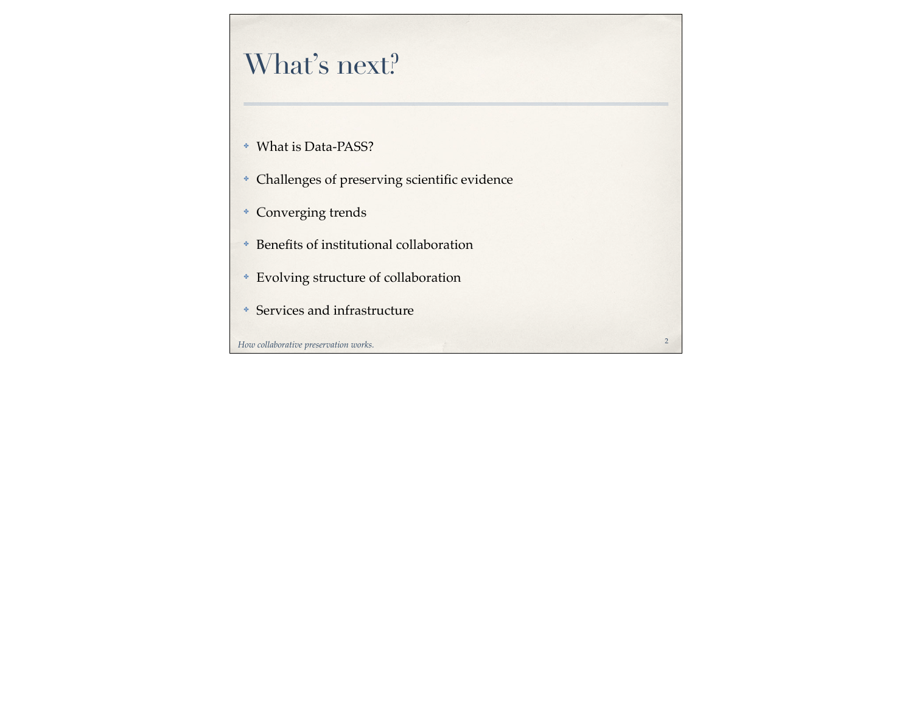# What's next?

- What is Data-PASS?
- Challenges of preserving scientific evidence
- Converging trends
- Benefits of institutional collaboration
- Evolving structure of collaboration
- Services and infrastructure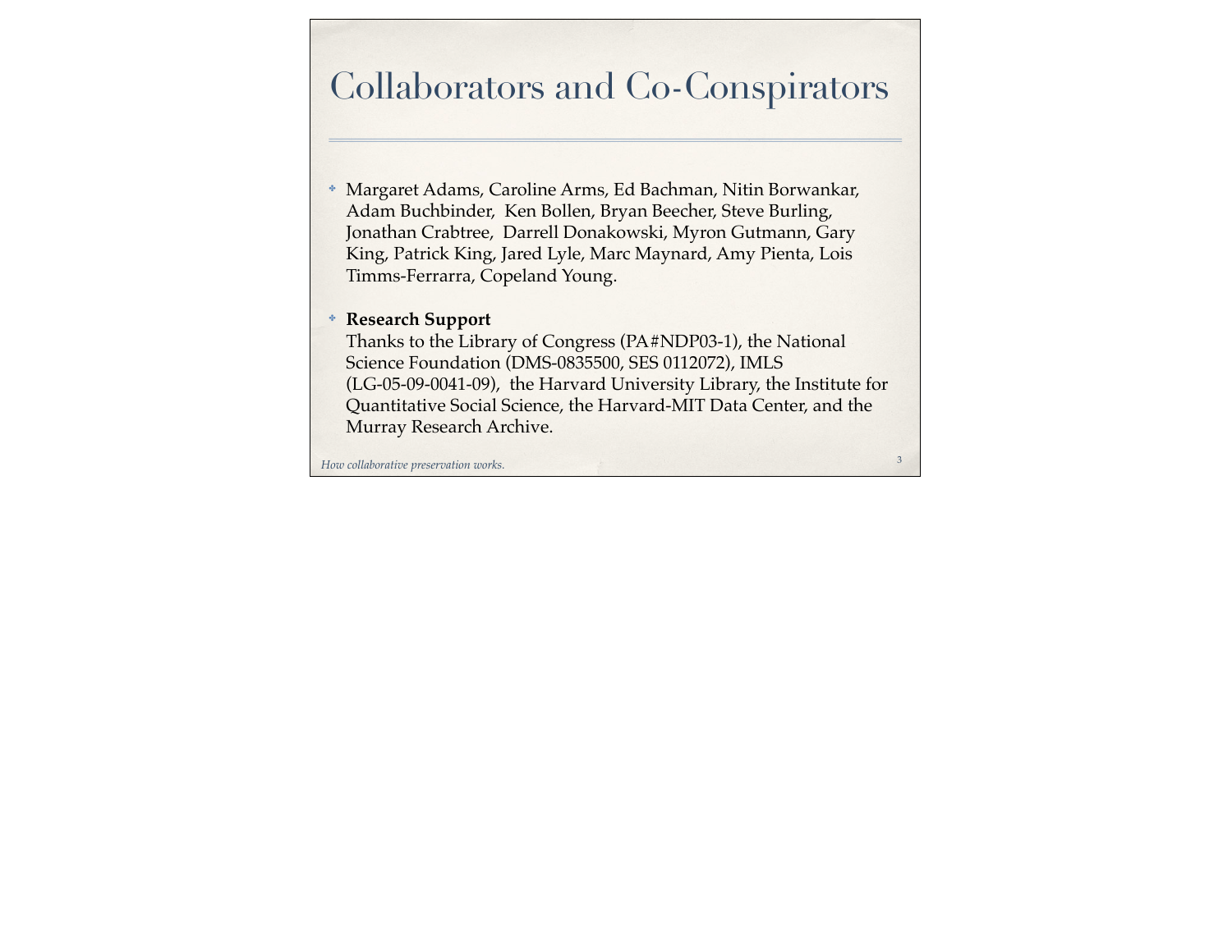# Collaborators and Co-Conspirators

- Margaret Adams, Caroline Arms, Ed Bachman, Nitin Borwankar, Adam Buchbinder, Ken Bollen, Bryan Beecher, Steve Burling, Jonathan Crabtree, Darrell Donakowski, Myron Gutmann, Gary King, Patrick King, Jared Lyle, Marc Maynard, Amy Pienta, Lois Timms-Ferrarra, Copeland Young.

- **Research Support**
  Thanks to the Library of Congress (PA#NDP03-1), the National Science Foundation (DMS-0835500, SES 0112072), IMLS (LG-05-09-0041-09), the Harvard University Library, the Institute for Quantitative Social Science, the Harvard-MIT Data Center, and the Murray Research Archive.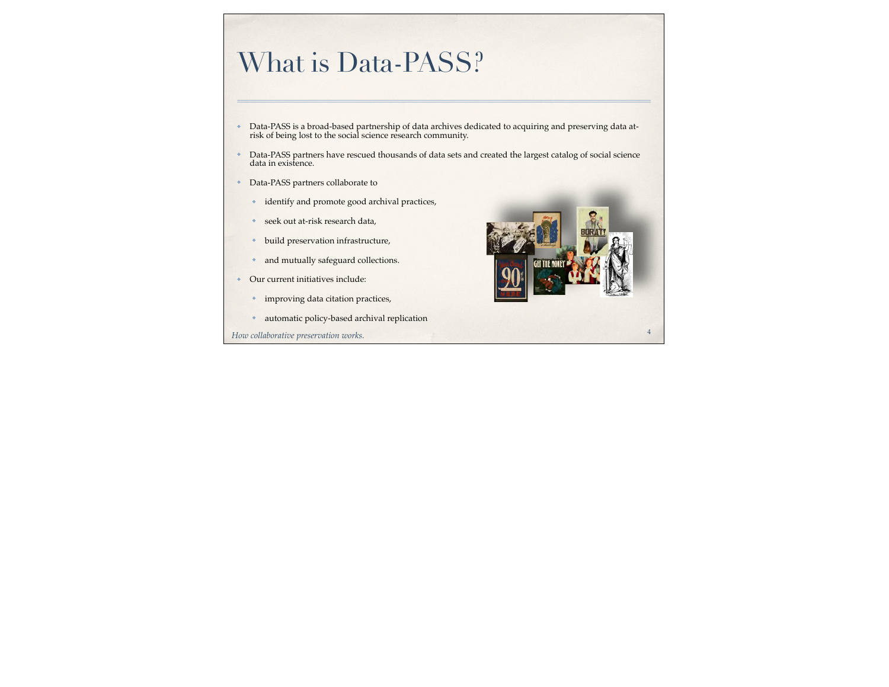# What is Data-PASS?

- Data-PASS is a broad-based partnership of data archives dedicated to acquiring and preserving data at-risk of being lost to the social science research community.
- Data-PASS partners have rescued thousands of data sets and created the largest catalog of social science data in existence.
- Data-PASS partners collaborate to
  - identify and promote good archival practices,
  - seek out at-risk research data,
  - build preservation infrastructure,
  - and mutually safeguard collections.
- Our current initiatives include:
  - improving data citation practices,
  - automatic policy-based archival replication

*How collaborative preservation works.*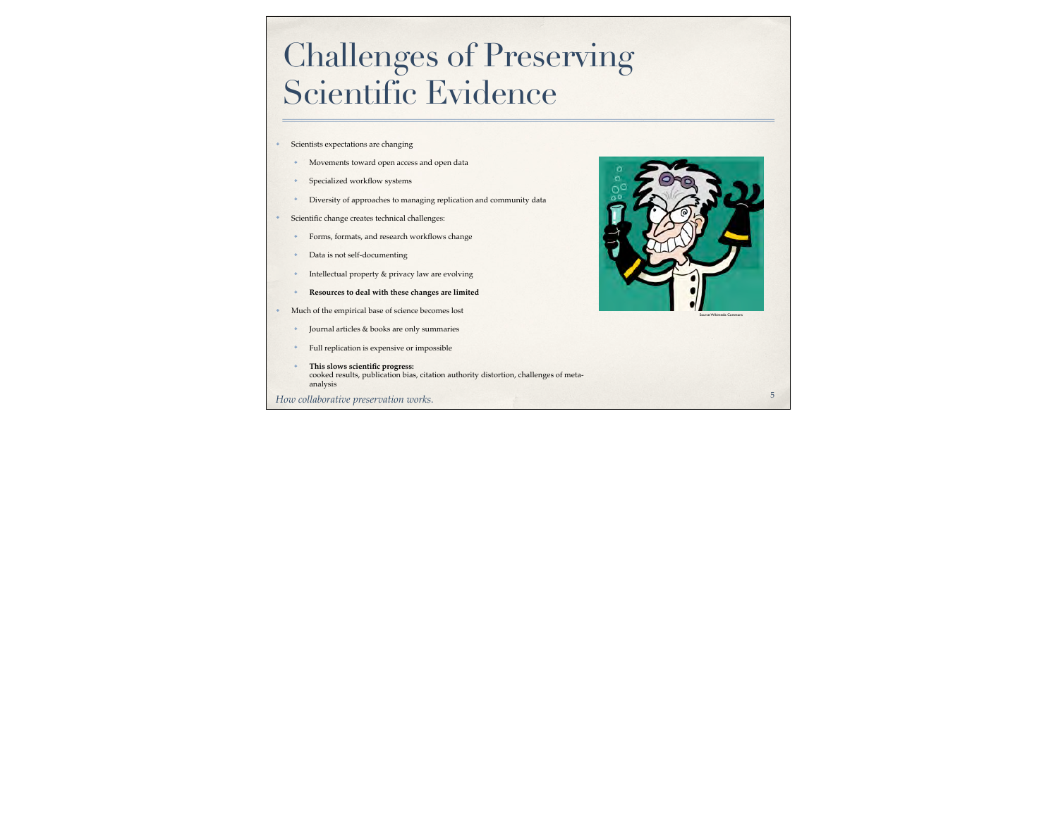# Challenges of Preserving Scientific Evidence

- Scientists expectations are changing
  - Movements toward open access and open data
  - Specialized workflow systems
  - Diversity of approaches to managing replication and community data
- Scientific change creates technical challenges:
  - Forms, formats, and research workflows change
  - Data is not self-documenting
  - Intellectual property & privacy law are evolving
  - **Resources to deal with these changes are limited**
- Much of the empirical base of science becomes lost
  - Journal articles & books are only summaries
  - Full replication is expensive or impossible
  - **This slows scientific progress:**
    cooked results, publication bias, citation authority distortion, challenges of meta-analysis

Source Wikimedia Commons

*How collaborative preservation works.*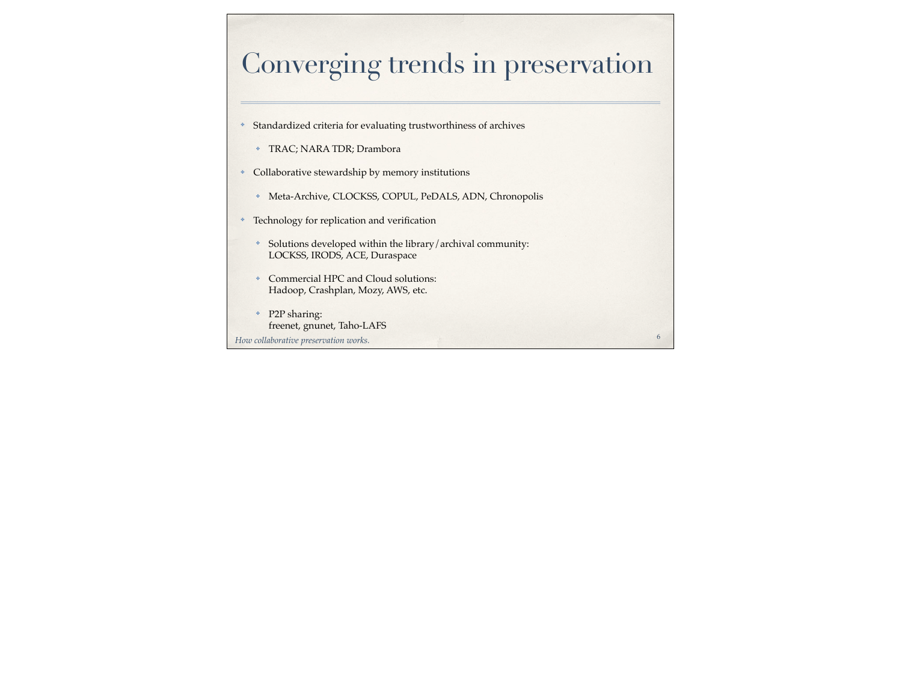# Converging trends in preservation

- Standardized criteria for evaluating trustworthiness of archives
  - TRAC; NARA TDR; Drambora
- Collaborative stewardship by memory institutions
  - Meta-Archive, CLOCKSS, COPUL, PeDALS, ADN, Chronopolis
- Technology for replication and verification
  - Solutions developed within the library/archival community: LOCKSS, IRODS, ACE, Duraspace
  - Commercial HPC and Cloud solutions: Hadoop, Crashplan, Mozy, AWS, etc.
  - P2P sharing: freenet, gnunet, Taho-LAFS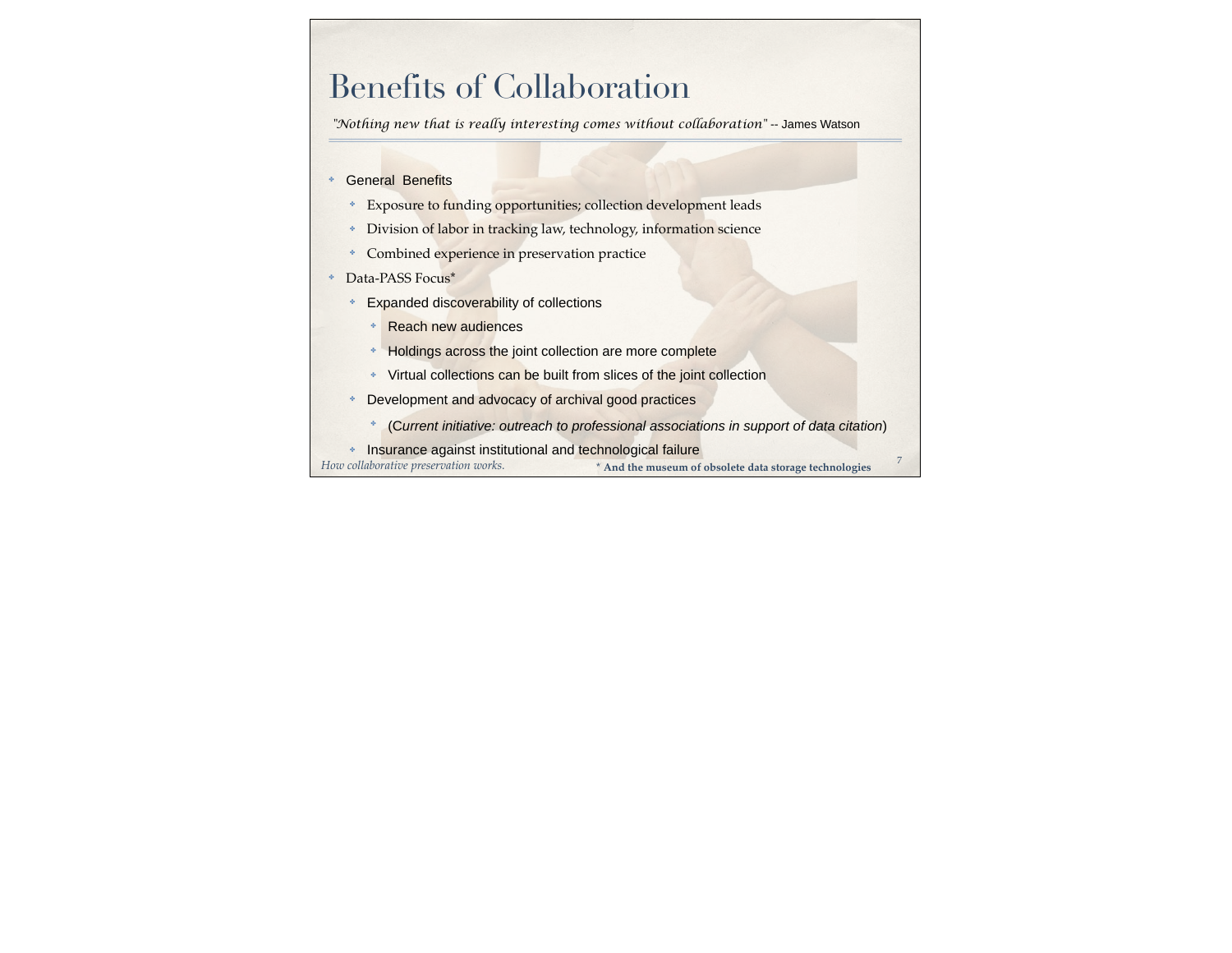# Benefits of Collaboration

*"Nothing new that is really interesting comes without collaboration"* -- James Watson

- General Benefits
  - Exposure to funding opportunities; collection development leads
  - Division of labor in tracking law, technology, information science
  - Combined experience in preservation practice
- Data-PASS Focus*
  - Expanded discoverability of collections
    - Reach new audiences
    - Holdings across the joint collection are more complete
    - Virtual collections can be built from slices of the joint collection
  - Development and advocacy of archival good practices
    - (*Current initiative: outreach to professional associations in support of data citation*)
  - Insurance against institutional and technological failure

*How collaborative preservation works.*

**\* And the museum of obsolete data storage technologies**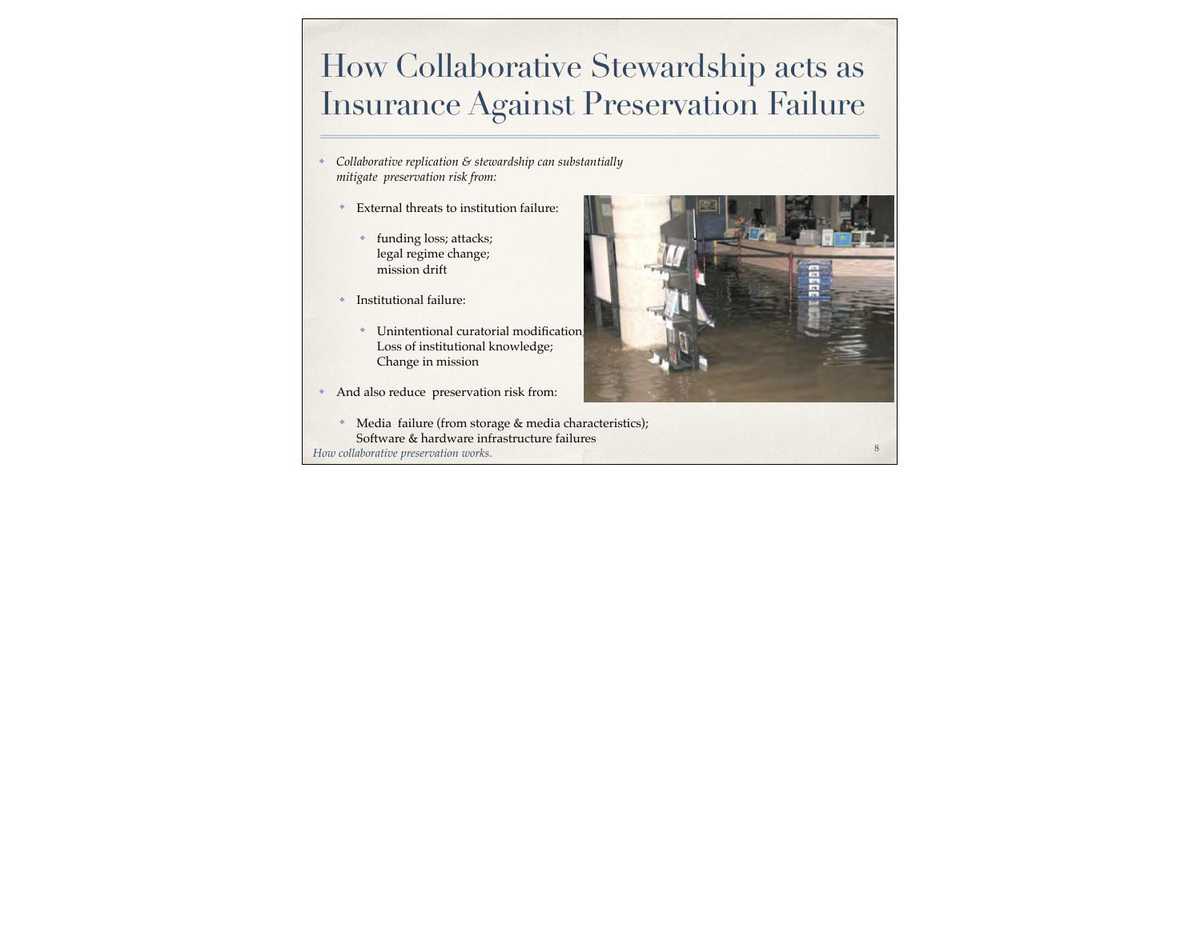# How Collaborative Stewardship acts as Insurance Against Preservation Failure

- *Collaborative replication & stewardship can substantially mitigate preservation risk from:*
  - External threats to institution failure:
    - funding loss; attacks;
      legal regime change;
      mission drift
  - Institutional failure:
    - Unintentional curatorial modification;
      Loss of institutional knowledge;
      Change in mission
- And also reduce preservation risk from:
  - Media failure (from storage & media characteristics);
    Software & hardware infrastructure failures

*How collaborative preservation works.*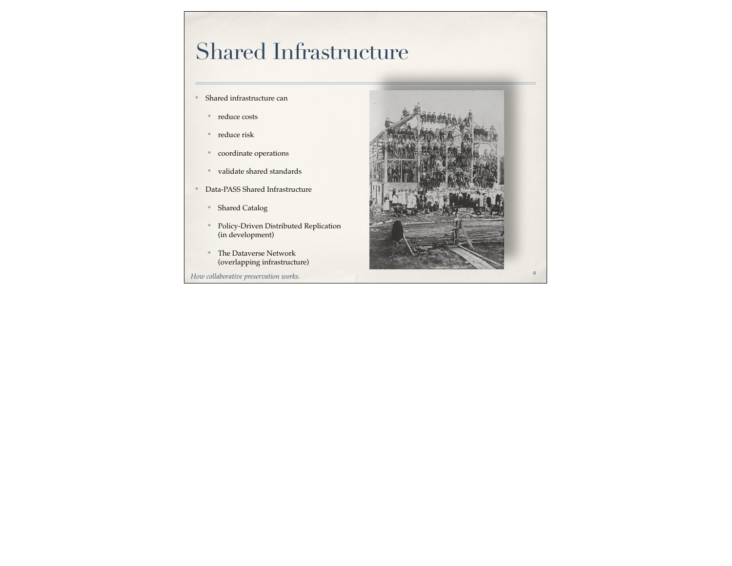# Shared Infrastructure

- Shared infrastructure can
  - reduce costs
  - reduce risk
  - coordinate operations
  - validate shared standards
- Data-PASS Shared Infrastructure
  - Shared Catalog
  - Policy-Driven Distributed Replication (in development)
  - The Dataverse Network (overlapping infrastructure)

*How collaborative preservation works.*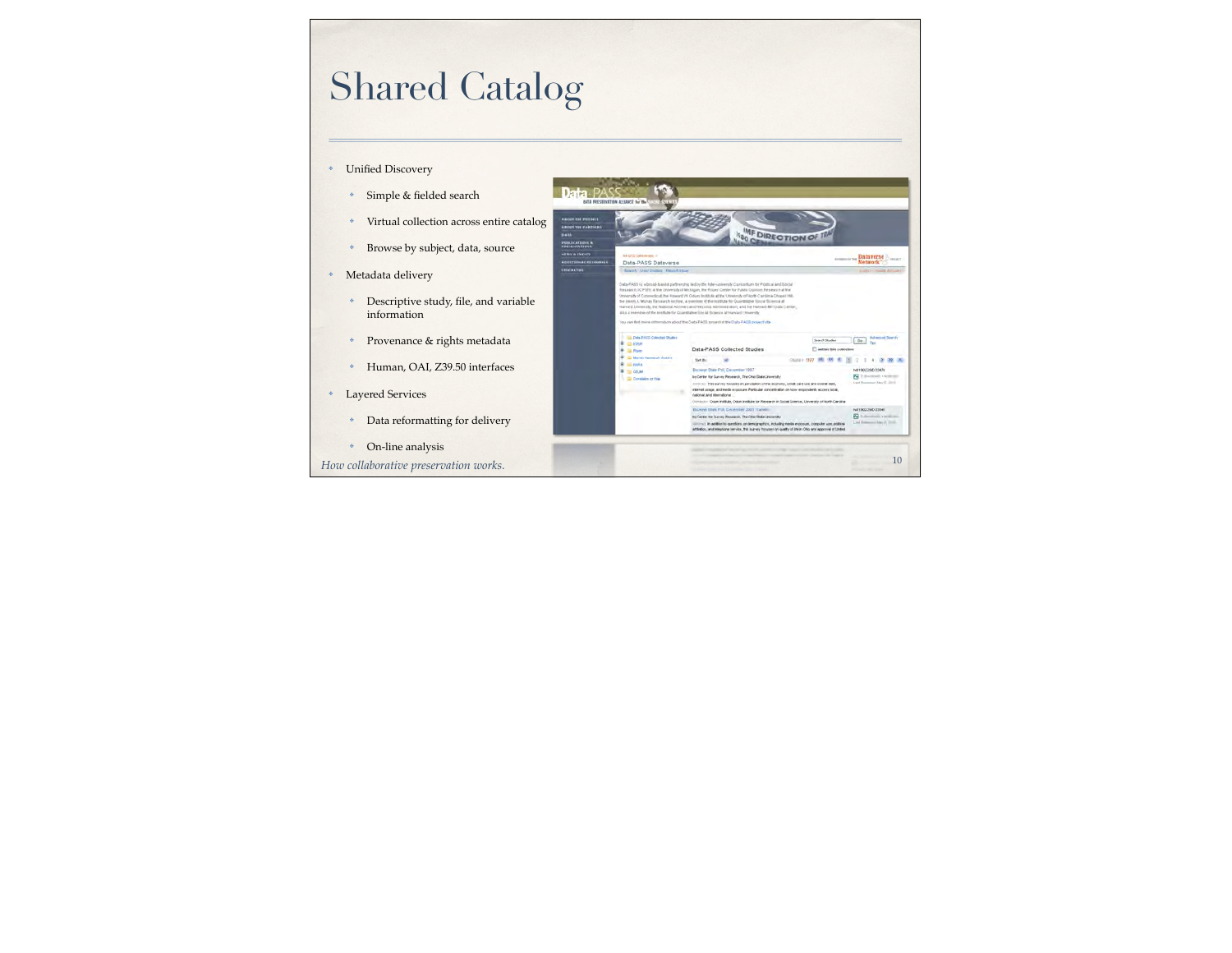# Shared Catalog

- Unified Discovery
  - Simple & fielded search
  - Virtual collection across entire catalog
  - Browse by subject, data, source
- Metadata delivery
  - Descriptive study, file, and variable information
  - Provenance & rights metadata
  - Human, OAI, Z39.50 interfaces
- Layered Services
  - Data reformatting for delivery
  - On-line analysis

*How collaborative preservation works.*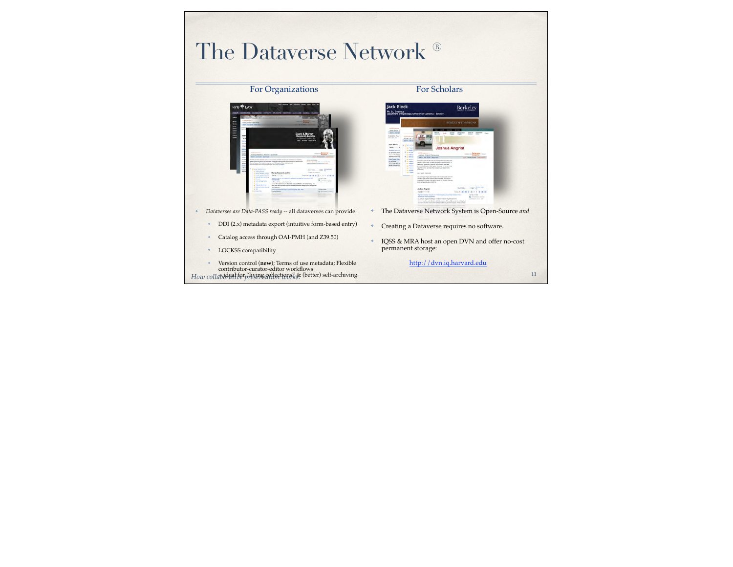# The Dataverse Network ®

## For Organizations

- *Dataverses are Data-PASS ready* -- all dataverses can provide:
  - DDI (2.x) metadata export (intuitive form-based entry)
  - Catalog access through OAI-PMH (and Z39.50)
  - LOCKSS compatibility
  - Version control (**new**); Terms of use metadata; Flexible contributor-curator-editor workflows
  - ideal for "living collections" & (better) self-archiving

## For Scholars

- The Dataverse Network System is Open-Source *and*
- Creating a Dataverse requires no software.
- IQSS & MRA host an open DVN and offer no-cost permanent storage:

  http://dvn.iq.harvard.edu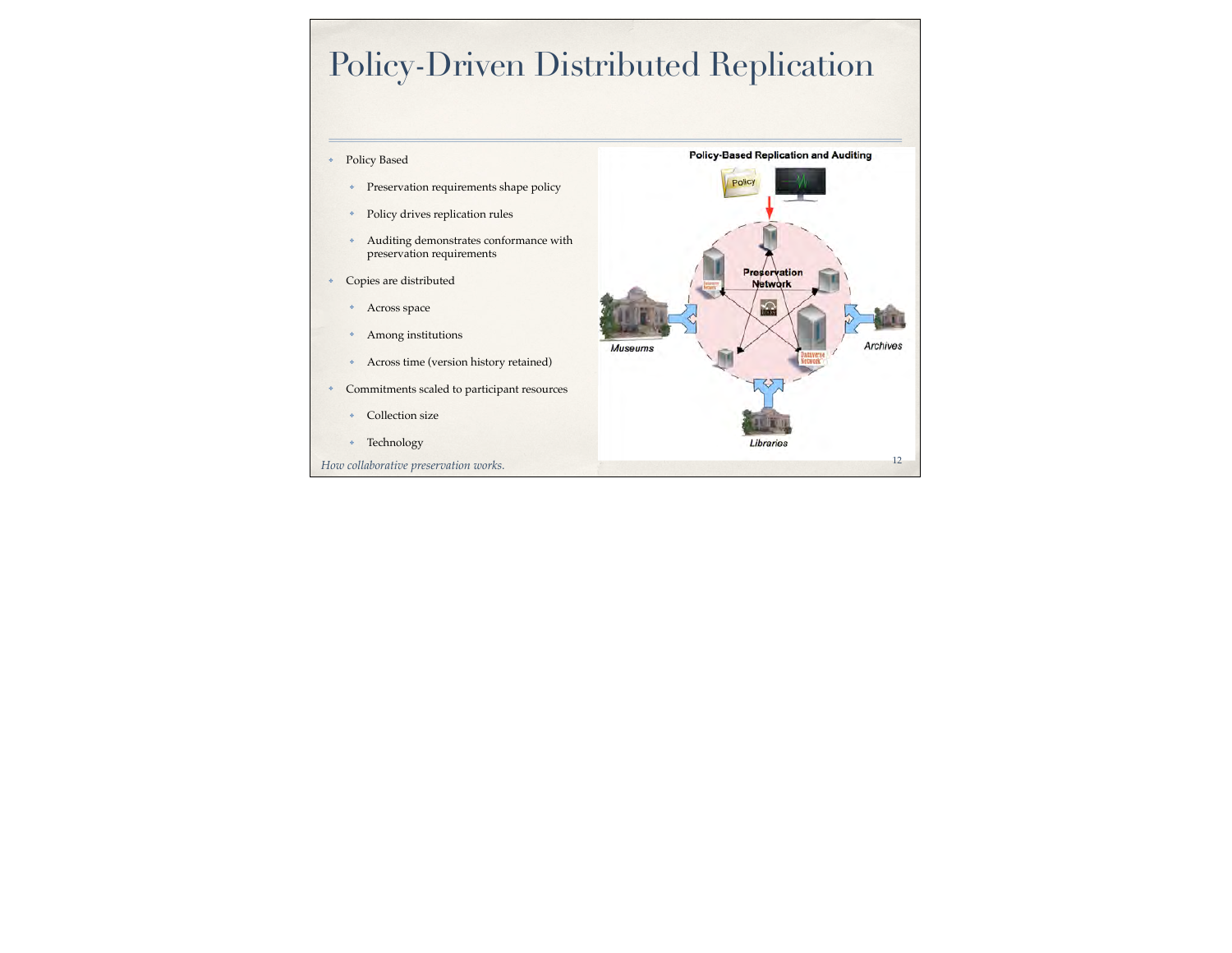# Policy-Driven Distributed Replication

- Policy Based
  - Preservation requirements shape policy
  - Policy drives replication rules
  - Auditing demonstrates conformance with preservation requirements
- Copies are distributed
  - Across space
  - Among institutions
  - Across time (version history retained)
- Commitments scaled to participant resources
  - Collection size
  - Technology

*How collaborative preservation works.*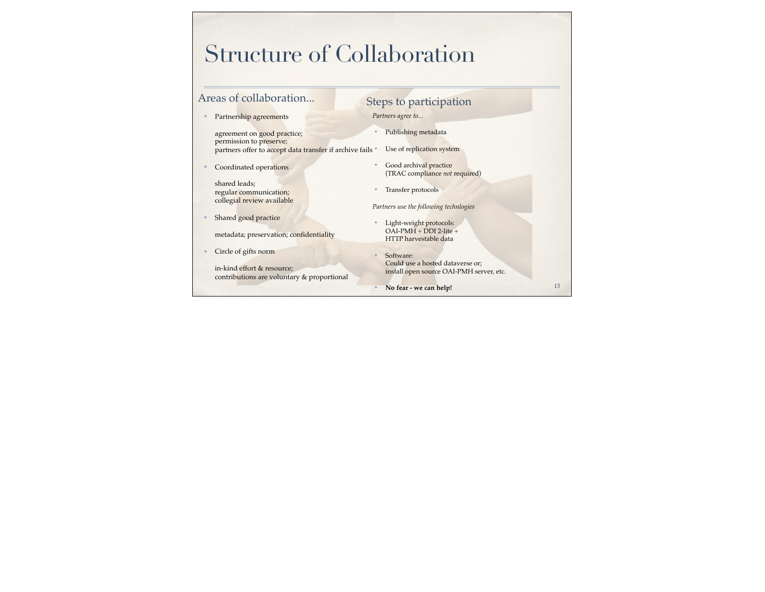# Structure of Collaboration

## Areas of collaboration...

- Partnership agreements

  agreement on good practice;
  permission to preserve;
  partners offer to accept data transfer if archive fails

- Coordinated operations

  shared leads;
  regular communication;
  collegial review available

- Shared good practice

  metadata; preservation; confidentiality

- Circle of gifts norm

  in-kind effort & resource;
  contributions are voluntary & proportional

## Steps to participation

*Partners agree to...*

- Publishing metadata
- Use of replication system
- Good archival practice
  (TRAC compliance *not* required)
- Transfer protocols

*Partners use the following technlogies*

- Light-weight protocols:
  OAI-PMH + DDI 2-lite +
  HTTP harvestable data
- Software:
  Could use a hosted dataverse or;
  install open source OAI-PMH server, etc.
- **No fear - we can help!**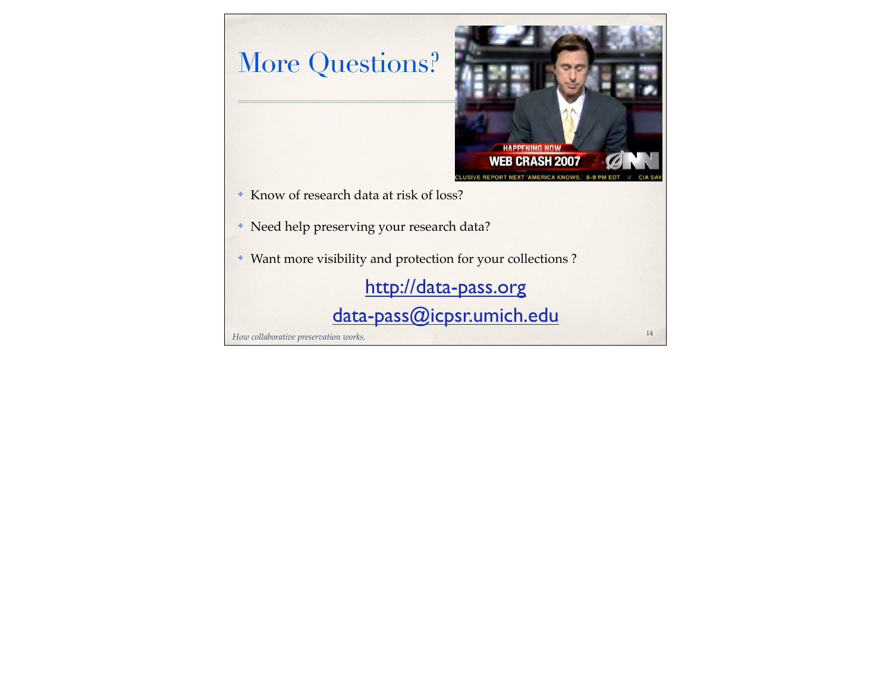# More Questions?

- Know of research data at risk of loss?
- Need help preserving your research data?
- Want more visibility and protection for your collections ?

http://data-pass.org

data-pass@icpsr.umich.edu